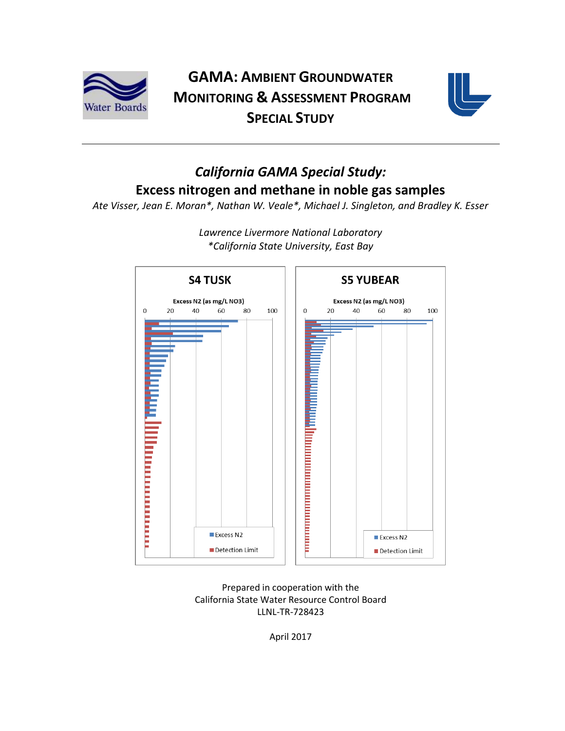# GAMA: Ambient Groundwater Monitoring & Assessment Program Special Study

## *California GAMA Special Study:*
## Excess nitrogen and methane in noble gas samples

*Ate Visser, Jean E. Moran\*, Nathan W. Veale\*, Michael J. Singleton, and Bradley K. Esser*

*Lawrence Livermore National Laboratory*
*\*California State University, East Bay*

Prepared in cooperation with the
California State Water Resource Control Board
LLNL-TR-728423

April 2017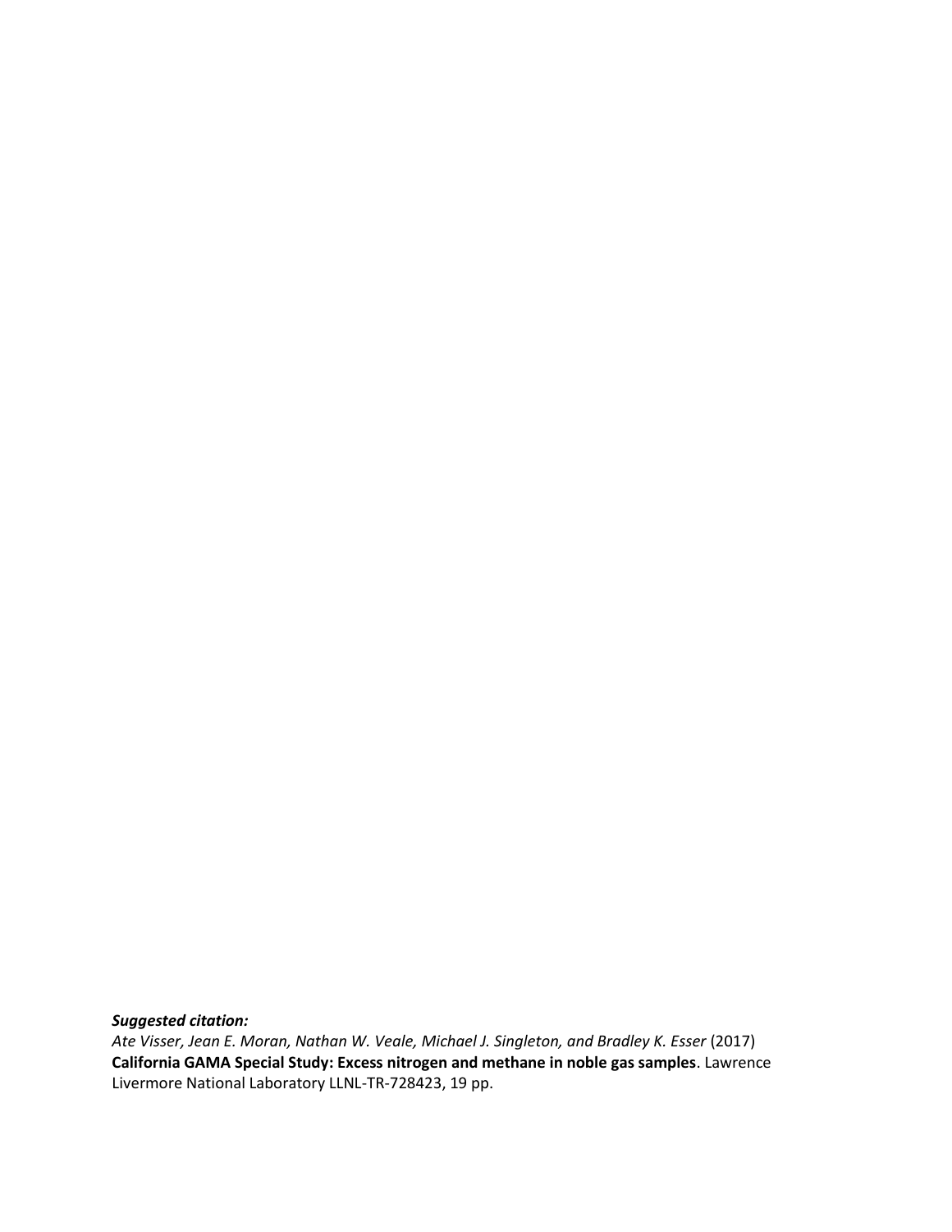***Suggested citation:***

*Ate Visser, Jean E. Moran, Nathan W. Veale, Michael J. Singleton, and Bradley K. Esser* (2017) **California GAMA Special Study: Excess nitrogen and methane in noble gas samples**. Lawrence Livermore National Laboratory LLNL-TR-728423, 19 pp.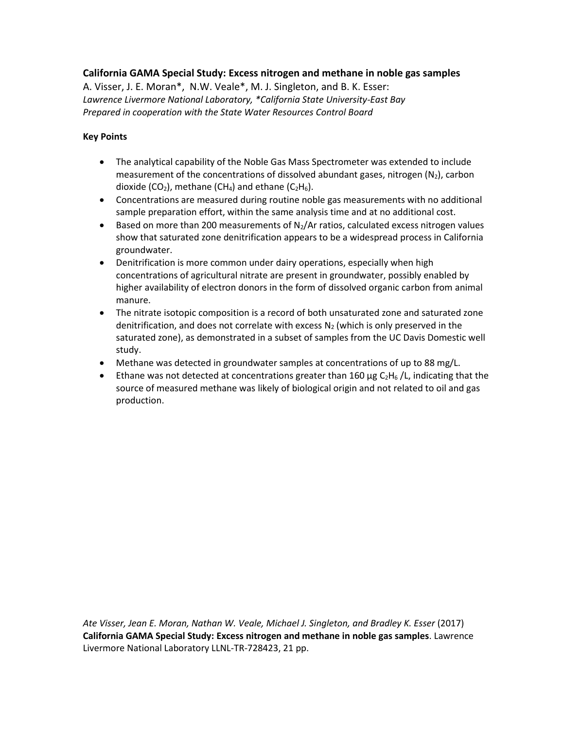## California GAMA Special Study: Excess nitrogen and methane in noble gas samples

A. Visser, J. E. Moran*, N.W. Veale*, M. J. Singleton, and B. K. Esser:
*Lawrence Livermore National Laboratory, \*California State University-East Bay*
*Prepared in cooperation with the State Water Resources Control Board*

### Key Points

- The analytical capability of the Noble Gas Mass Spectrometer was extended to include measurement of the concentrations of dissolved abundant gases, nitrogen ($N_2$), carbon dioxide ($CO_2$), methane ($CH_4$) and ethane ($C_2H_6$).
- Concentrations are measured during routine noble gas measurements with no additional sample preparation effort, within the same analysis time and at no additional cost.
- Based on more than 200 measurements of $N_2$/Ar ratios, calculated excess nitrogen values show that saturated zone denitrification appears to be a widespread process in California groundwater.
- Denitrification is more common under dairy operations, especially when high concentrations of agricultural nitrate are present in groundwater, possibly enabled by higher availability of electron donors in the form of dissolved organic carbon from animal manure.
- The nitrate isotopic composition is a record of both unsaturated zone and saturated zone denitrification, and does not correlate with excess $N_2$ (which is only preserved in the saturated zone), as demonstrated in a subset of samples from the UC Davis Domestic well study.
- Methane was detected in groundwater samples at concentrations of up to 88 mg/L.
- Ethane was not detected at concentrations greater than 160 µg $C_2H_6$ /L, indicating that the source of measured methane was likely of biological origin and not related to oil and gas production.

*Ate Visser, Jean E. Moran, Nathan W. Veale, Michael J. Singleton, and Bradley K. Esser* (2017) **California GAMA Special Study: Excess nitrogen and methane in noble gas samples**. Lawrence Livermore National Laboratory LLNL-TR-728423, 21 pp.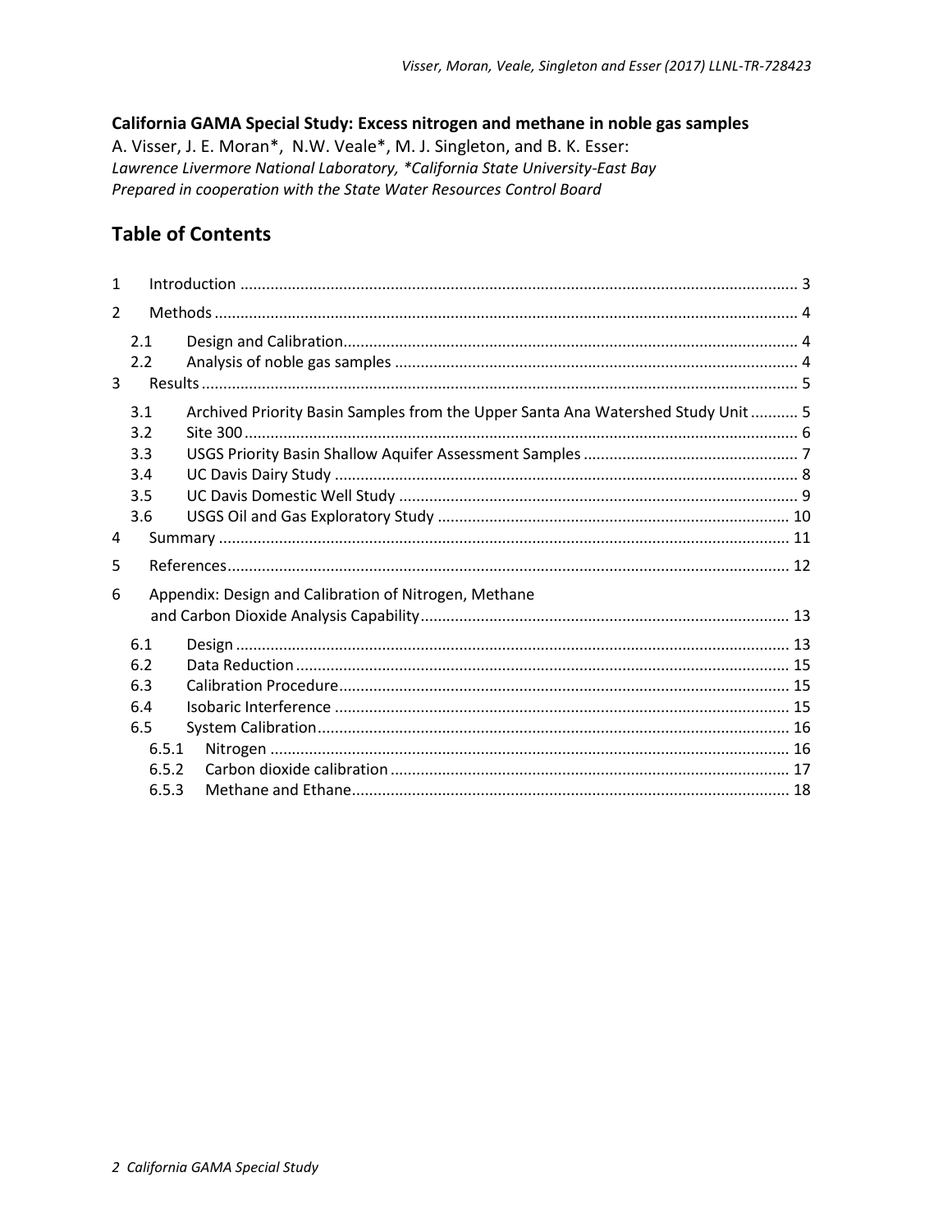**California GAMA Special Study: Excess nitrogen and methane in noble gas samples**

A. Visser, J. E. Moran*, N.W. Veale*, M. J. Singleton, and B. K. Esser:

*Lawrence Livermore National Laboratory, *California State University-East Bay*

*Prepared in cooperation with the State Water Resources Control Board*

## Table of Contents

1 Introduction ........ 3

2 Methods ........ 4

 2.1 Design and Calibration ........ 4

 2.2 Analysis of noble gas samples ........ 4

3 Results ........ 5

 3.1 Archived Priority Basin Samples from the Upper Santa Ana Watershed Study Unit ........ 5

 3.2 Site 300 ........ 6

 3.3 USGS Priority Basin Shallow Aquifer Assessment Samples ........ 7

 3.4 UC Davis Dairy Study ........ 8

 3.5 UC Davis Domestic Well Study ........ 9

 3.6 USGS Oil and Gas Exploratory Study ........ 10

4 Summary ........ 11

5 References ........ 12

6 Appendix: Design and Calibration of Nitrogen, Methane and Carbon Dioxide Analysis Capability ........ 13

 6.1 Design ........ 13

 6.2 Data Reduction ........ 15

 6.3 Calibration Procedure ........ 15

 6.4 Isobaric Interference ........ 15

 6.5 System Calibration ........ 16

  6.5.1 Nitrogen ........ 16

  6.5.2 Carbon dioxide calibration ........ 17

  6.5.3 Methane and Ethane ........ 18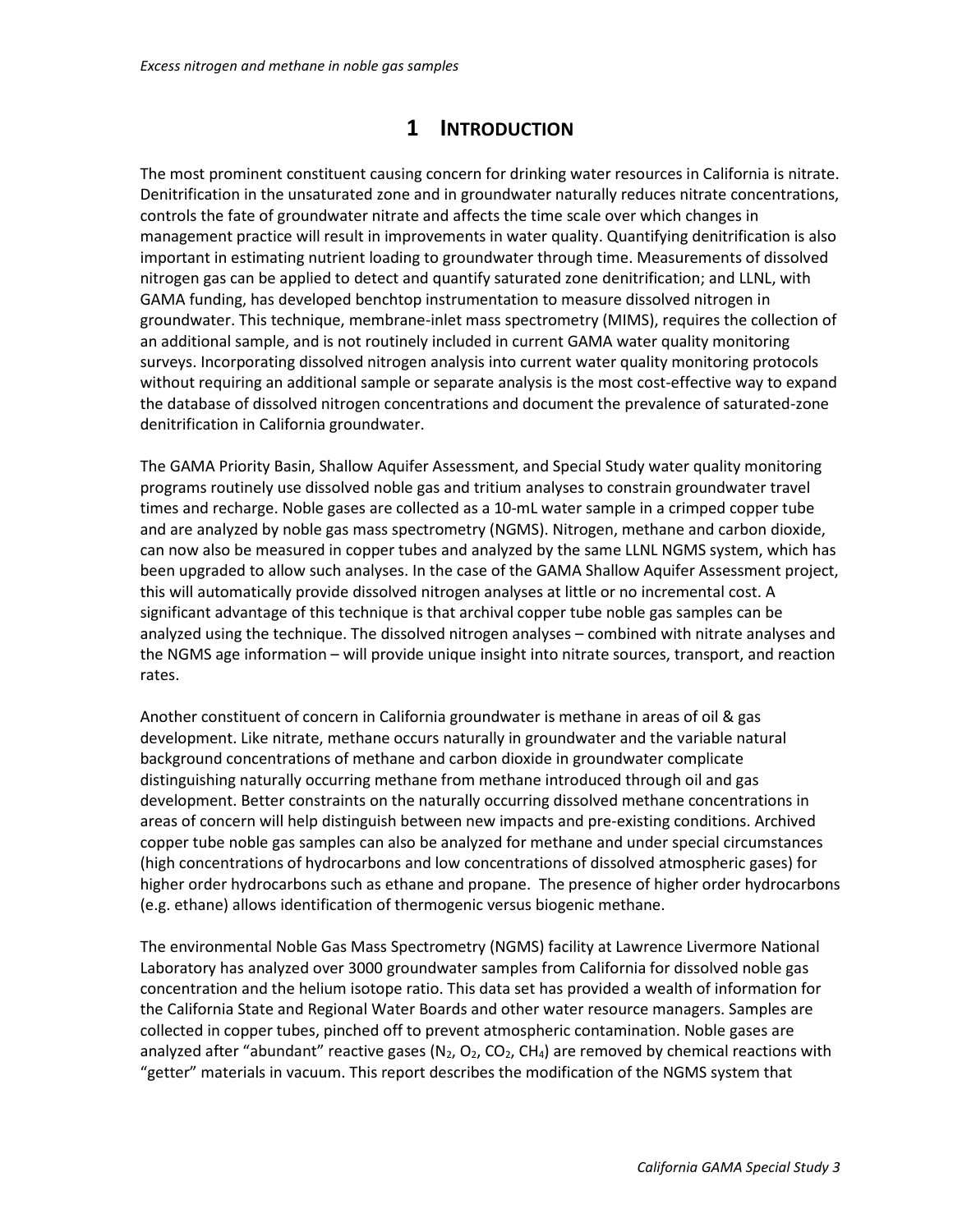# 1 INTRODUCTION

The most prominent constituent causing concern for drinking water resources in California is nitrate. Denitrification in the unsaturated zone and in groundwater naturally reduces nitrate concentrations, controls the fate of groundwater nitrate and affects the time scale over which changes in management practice will result in improvements in water quality. Quantifying denitrification is also important in estimating nutrient loading to groundwater through time. Measurements of dissolved nitrogen gas can be applied to detect and quantify saturated zone denitrification; and LLNL, with GAMA funding, has developed benchtop instrumentation to measure dissolved nitrogen in groundwater. This technique, membrane-inlet mass spectrometry (MIMS), requires the collection of an additional sample, and is not routinely included in current GAMA water quality monitoring surveys. Incorporating dissolved nitrogen analysis into current water quality monitoring protocols without requiring an additional sample or separate analysis is the most cost-effective way to expand the database of dissolved nitrogen concentrations and document the prevalence of saturated-zone denitrification in California groundwater.

The GAMA Priority Basin, Shallow Aquifer Assessment, and Special Study water quality monitoring programs routinely use dissolved noble gas and tritium analyses to constrain groundwater travel times and recharge. Noble gases are collected as a 10-mL water sample in a crimped copper tube and are analyzed by noble gas mass spectrometry (NGMS). Nitrogen, methane and carbon dioxide, can now also be measured in copper tubes and analyzed by the same LLNL NGMS system, which has been upgraded to allow such analyses. In the case of the GAMA Shallow Aquifer Assessment project, this will automatically provide dissolved nitrogen analyses at little or no incremental cost. A significant advantage of this technique is that archival copper tube noble gas samples can be analyzed using the technique. The dissolved nitrogen analyses – combined with nitrate analyses and the NGMS age information – will provide unique insight into nitrate sources, transport, and reaction rates.

Another constituent of concern in California groundwater is methane in areas of oil & gas development. Like nitrate, methane occurs naturally in groundwater and the variable natural background concentrations of methane and carbon dioxide in groundwater complicate distinguishing naturally occurring methane from methane introduced through oil and gas development. Better constraints on the naturally occurring dissolved methane concentrations in areas of concern will help distinguish between new impacts and pre-existing conditions. Archived copper tube noble gas samples can also be analyzed for methane and under special circumstances (high concentrations of hydrocarbons and low concentrations of dissolved atmospheric gases) for higher order hydrocarbons such as ethane and propane. The presence of higher order hydrocarbons (e.g. ethane) allows identification of thermogenic versus biogenic methane.

The environmental Noble Gas Mass Spectrometry (NGMS) facility at Lawrence Livermore National Laboratory has analyzed over 3000 groundwater samples from California for dissolved noble gas concentration and the helium isotope ratio. This data set has provided a wealth of information for the California State and Regional Water Boards and other water resource managers. Samples are collected in copper tubes, pinched off to prevent atmospheric contamination. Noble gases are analyzed after "abundant" reactive gases ($N_2$, $O_2$, $CO_2$, $CH_4$) are removed by chemical reactions with "getter" materials in vacuum. This report describes the modification of the NGMS system that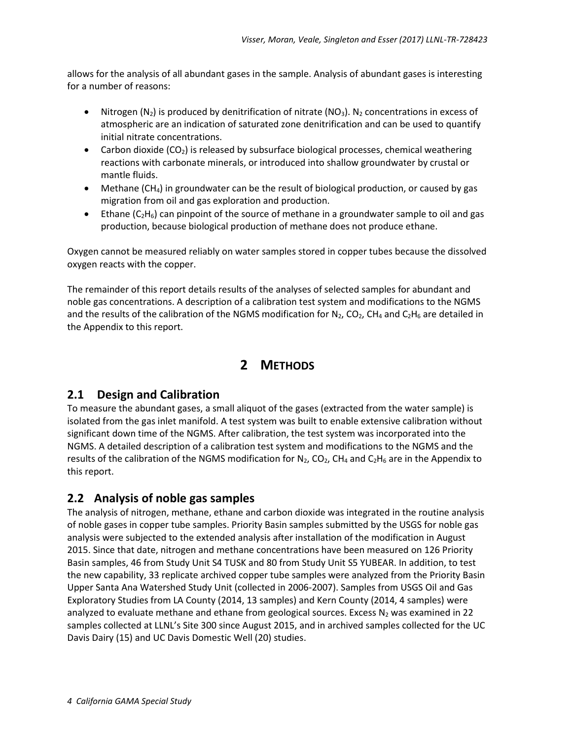allows for the analysis of all abundant gases in the sample. Analysis of abundant gases is interesting for a number of reasons:

- Nitrogen ($N_2$) is produced by denitrification of nitrate ($NO_3$). $N_2$ concentrations in excess of atmospheric are an indication of saturated zone denitrification and can be used to quantify initial nitrate concentrations.
- Carbon dioxide ($CO_2$) is released by subsurface biological processes, chemical weathering reactions with carbonate minerals, or introduced into shallow groundwater by crustal or mantle fluids.
- Methane ($CH_4$) in groundwater can be the result of biological production, or caused by gas migration from oil and gas exploration and production.
- Ethane ($C_2H_6$) can pinpoint of the source of methane in a groundwater sample to oil and gas production, because biological production of methane does not produce ethane.

Oxygen cannot be measured reliably on water samples stored in copper tubes because the dissolved oxygen reacts with the copper.

The remainder of this report details results of the analyses of selected samples for abundant and noble gas concentrations. A description of a calibration test system and modifications to the NGMS and the results of the calibration of the NGMS modification for $N_2$, $CO_2$, $CH_4$ and $C_2H_6$ are detailed in the Appendix to this report.

# 2 METHODS

## 2.1 Design and Calibration

To measure the abundant gases, a small aliquot of the gases (extracted from the water sample) is isolated from the gas inlet manifold. A test system was built to enable extensive calibration without significant down time of the NGMS. After calibration, the test system was incorporated into the NGMS. A detailed description of a calibration test system and modifications to the NGMS and the results of the calibration of the NGMS modification for $N_2$, $CO_2$, $CH_4$ and $C_2H_6$ are in the Appendix to this report.

## 2.2 Analysis of noble gas samples

The analysis of nitrogen, methane, ethane and carbon dioxide was integrated in the routine analysis of noble gases in copper tube samples. Priority Basin samples submitted by the USGS for noble gas analysis were subjected to the extended analysis after installation of the modification in August 2015. Since that date, nitrogen and methane concentrations have been measured on 126 Priority Basin samples, 46 from Study Unit S4 TUSK and 80 from Study Unit S5 YUBEAR. In addition, to test the new capability, 33 replicate archived copper tube samples were analyzed from the Priority Basin Upper Santa Ana Watershed Study Unit (collected in 2006-2007). Samples from USGS Oil and Gas Exploratory Studies from LA County (2014, 13 samples) and Kern County (2014, 4 samples) were analyzed to evaluate methane and ethane from geological sources. Excess $N_2$ was examined in 22 samples collected at LLNL's Site 300 since August 2015, and in archived samples collected for the UC Davis Dairy (15) and UC Davis Domestic Well (20) studies.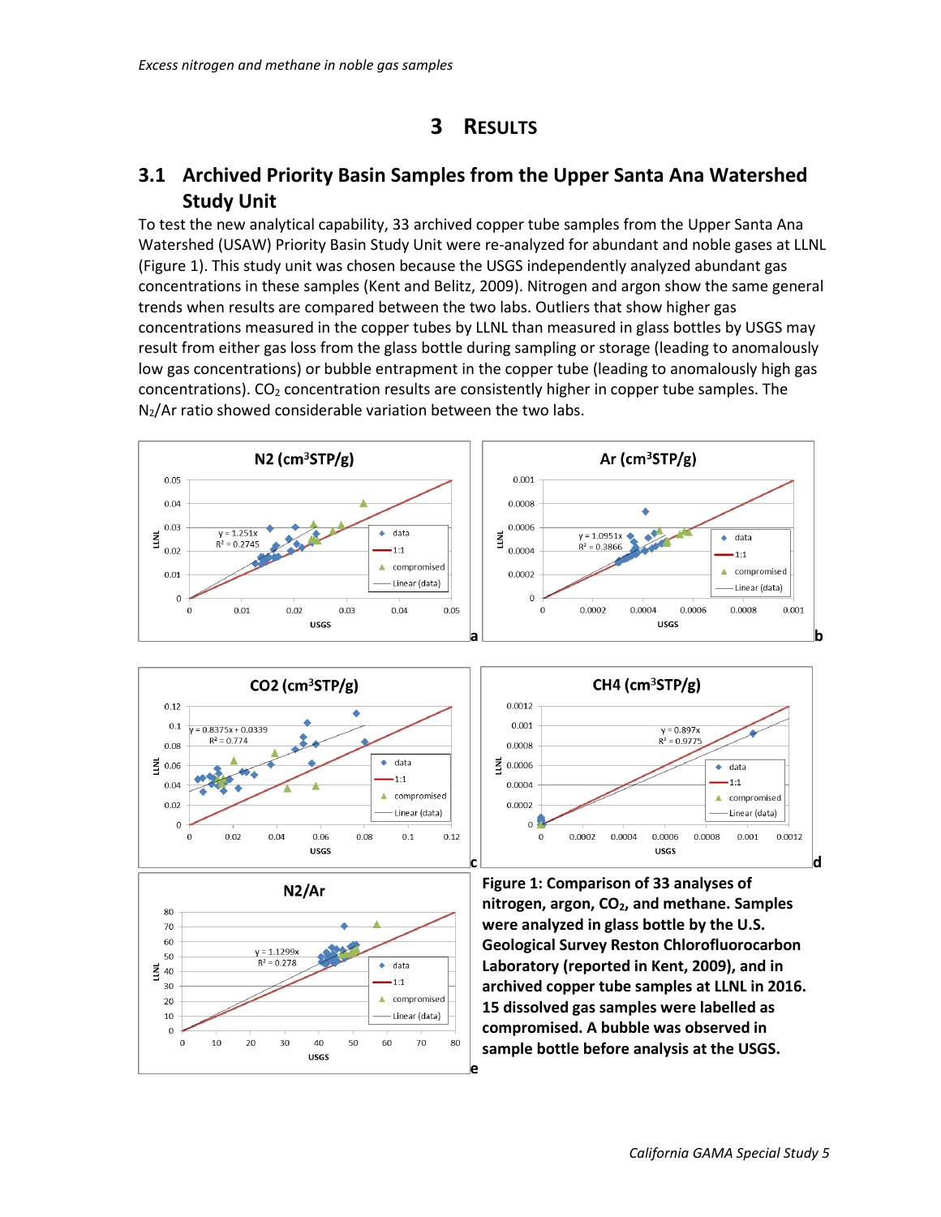# 3 Results

## 3.1 Archived Priority Basin Samples from the Upper Santa Ana Watershed Study Unit

To test the new analytical capability, 33 archived copper tube samples from the Upper Santa Ana Watershed (USAW) Priority Basin Study Unit were re-analyzed for abundant and noble gases at LLNL (Figure 1). This study unit was chosen because the USGS independently analyzed abundant gas concentrations in these samples (Kent and Belitz, 2009). Nitrogen and argon show the same general trends when results are compared between the two labs. Outliers that show higher gas concentrations measured in the copper tubes by LLNL than measured in glass bottles by USGS may result from either gas loss from the glass bottle during sampling or storage (leading to anomalously low gas concentrations) or bubble entrapment in the copper tube (leading to anomalously high gas concentrations). $CO_2$ concentration results are consistently higher in copper tube samples. The $N_2/Ar$ ratio showed considerable variation between the two labs.

**Figure 1: Comparison of 33 analyses of nitrogen, argon, $CO_2$, and methane. Samples were analyzed in glass bottle by the U.S. Geological Survey Reston Chlorofluorocarbon Laboratory (reported in Kent, 2009), and in archived copper tube samples at LLNL in 2016. 15 dissolved gas samples were labelled as compromised. A bubble was observed in sample bottle before analysis at the USGS.**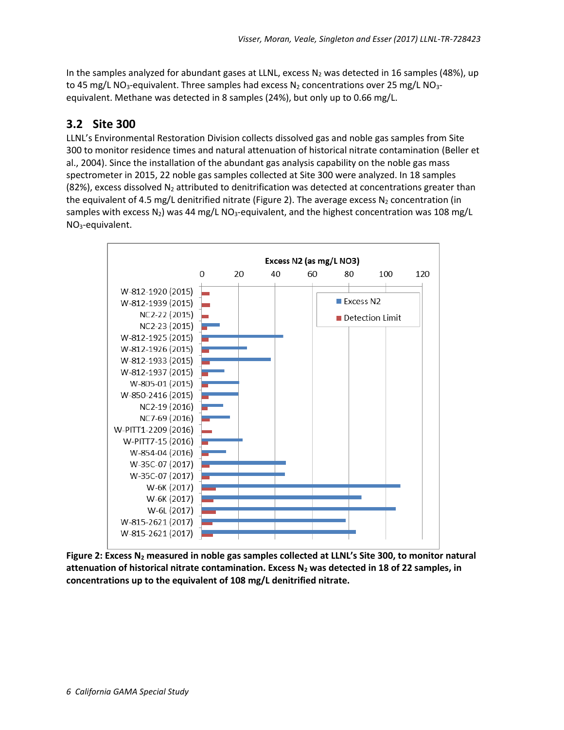In the samples analyzed for abundant gases at LLNL, excess $N_2$ was detected in 16 samples (48%), up to 45 mg/L $NO_3$-equivalent. Three samples had excess $N_2$ concentrations over 25 mg/L $NO_3$-equivalent. Methane was detected in 8 samples (24%), but only up to 0.66 mg/L.

## 3.2 Site 300

LLNL's Environmental Restoration Division collects dissolved gas and noble gas samples from Site 300 to monitor residence times and natural attenuation of historical nitrate contamination (Beller et al., 2004). Since the installation of the abundant gas analysis capability on the noble gas mass spectrometer in 2015, 22 noble gas samples collected at Site 300 were analyzed. In 18 samples (82%), excess dissolved $N_2$ attributed to denitrification was detected at concentrations greater than the equivalent of 4.5 mg/L denitrified nitrate (Figure 2). The average excess $N_2$ concentration (in samples with excess $N_2$) was 44 mg/L $NO_3$-equivalent, and the highest concentration was 108 mg/L $NO_3$-equivalent.

**Figure 2: Excess $N_2$ measured in noble gas samples collected at LLNL's Site 300, to monitor natural attenuation of historical nitrate contamination. Excess $N_2$ was detected in 18 of 22 samples, in concentrations up to the equivalent of 108 mg/L denitrified nitrate.**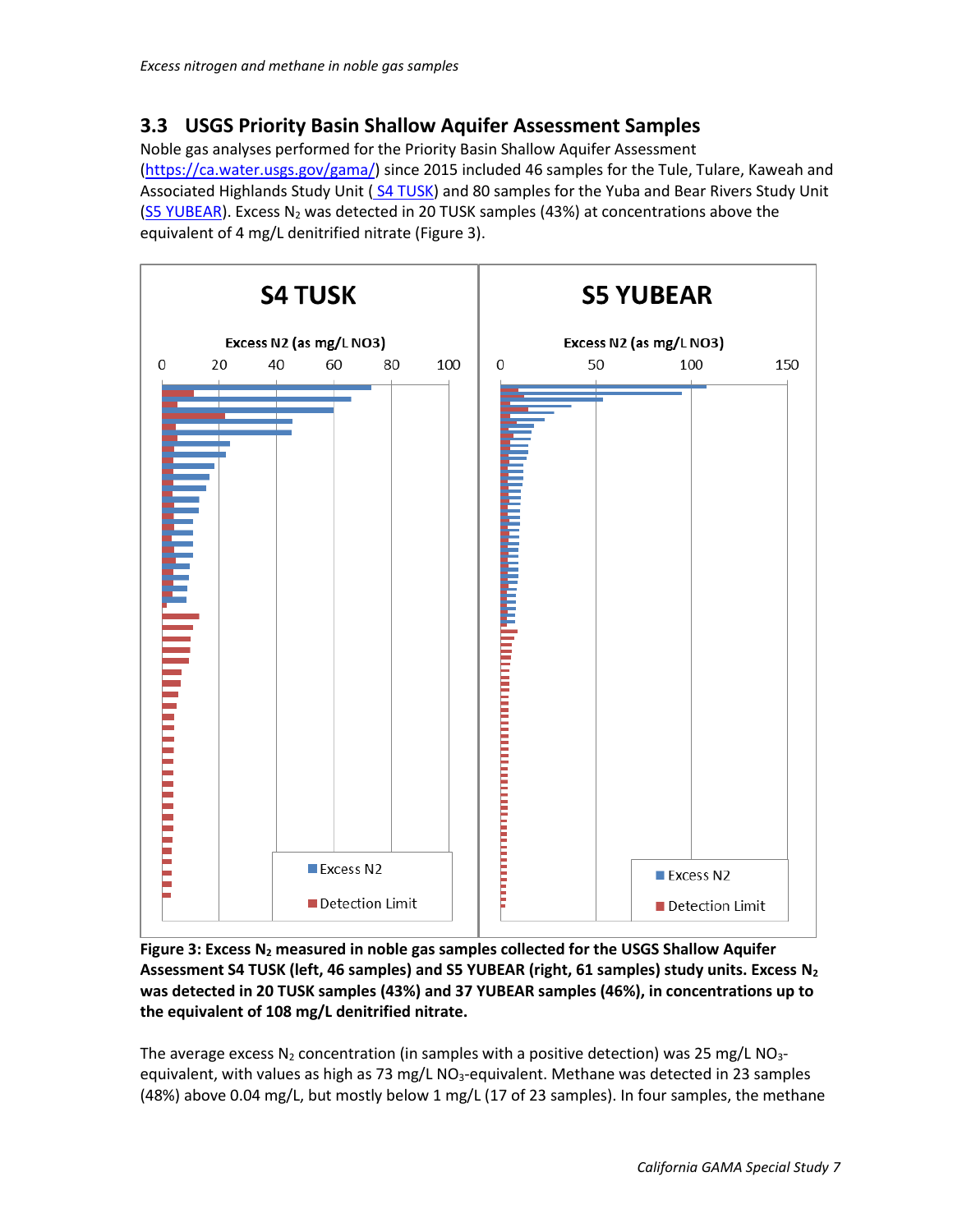## 3.3 USGS Priority Basin Shallow Aquifer Assessment Samples

Noble gas analyses performed for the Priority Basin Shallow Aquifer Assessment (https://ca.water.usgs.gov/gama/) since 2015 included 46 samples for the Tule, Tularе, Kaweah and Associated Highlands Study Unit ( S4 TUSK) and 80 samples for the Yuba and Bear Rivers Study Unit (S5 YUBEAR). Excess $N_2$ was detected in 20 TUSK samples (43%) at concentrations above the equivalent of 4 mg/L denitrified nitrate (Figure 3).

**Figure 3: Excess $N_2$ measured in noble gas samples collected for the USGS Shallow Aquifer Assessment S4 TUSK (left, 46 samples) and S5 YUBEAR (right, 61 samples) study units. Excess $N_2$ was detected in 20 TUSK samples (43%) and 37 YUBEAR samples (46%), in concentrations up to the equivalent of 108 mg/L denitrified nitrate.**

The average excess $N_2$ concentration (in samples with a positive detection) was 25 mg/L $NO_3$-equivalent, with values as high as 73 mg/L $NO_3$-equivalent. Methane was detected in 23 samples (48%) above 0.04 mg/L, but mostly below 1 mg/L (17 of 23 samples). In four samples, the methane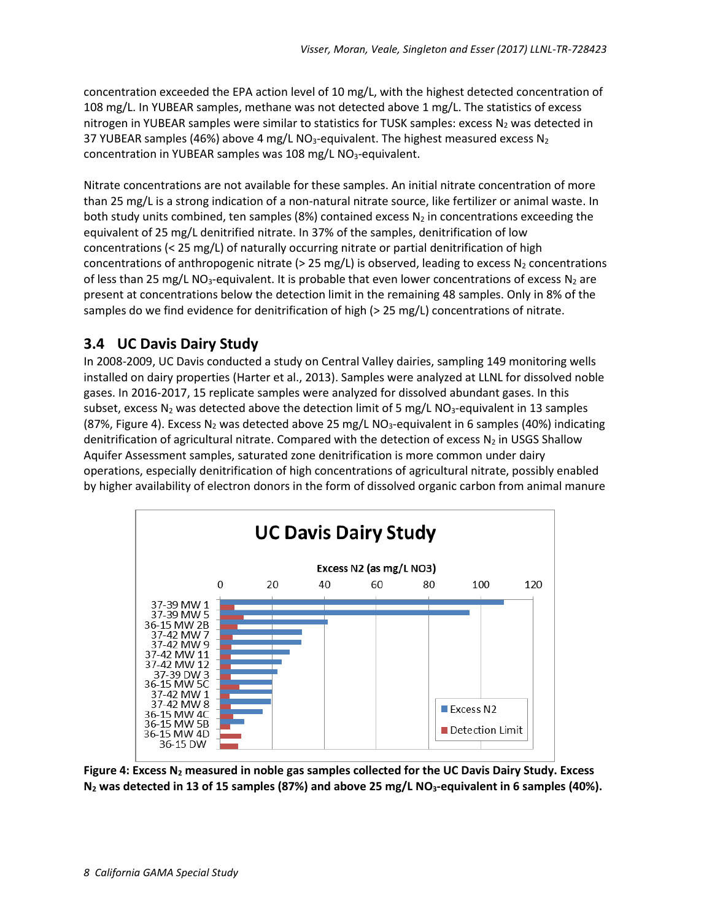concentration exceeded the EPA action level of 10 mg/L, with the highest detected concentration of 108 mg/L. In YUBEAR samples, methane was not detected above 1 mg/L. The statistics of excess nitrogen in YUBEAR samples were similar to statistics for TUSK samples: excess $N_2$ was detected in 37 YUBEAR samples (46%) above 4 mg/L $NO_3$-equivalent. The highest measured excess $N_2$ concentration in YUBEAR samples was 108 mg/L $NO_3$-equivalent.

Nitrate concentrations are not available for these samples. An initial nitrate concentration of more than 25 mg/L is a strong indication of a non-natural nitrate source, like fertilizer or animal waste. In both study units combined, ten samples (8%) contained excess $N_2$ in concentrations exceeding the equivalent of 25 mg/L denitrified nitrate. In 37% of the samples, denitrification of low concentrations (< 25 mg/L) of naturally occurring nitrate or partial denitrification of high concentrations of anthropogenic nitrate (> 25 mg/L) is observed, leading to excess $N_2$ concentrations of less than 25 mg/L $NO_3$-equivalent. It is probable that even lower concentrations of excess $N_2$ are present at concentrations below the detection limit in the remaining 48 samples. Only in 8% of the samples do we find evidence for denitrification of high (> 25 mg/L) concentrations of nitrate.

## 3.4 UC Davis Dairy Study

In 2008-2009, UC Davis conducted a study on Central Valley dairies, sampling 149 monitoring wells installed on dairy properties (Harter et al., 2013). Samples were analyzed at LLNL for dissolved noble gases. In 2016-2017, 15 replicate samples were analyzed for dissolved abundant gases. In this subset, excess $N_2$ was detected above the detection limit of 5 mg/L $NO_3$-equivalent in 13 samples (87%, Figure 4). Excess $N_2$ was detected above 25 mg/L $NO_3$-equivalent in 6 samples (40%) indicating denitrification of agricultural nitrate. Compared with the detection of excess $N_2$ in USGS Shallow Aquifer Assessment samples, saturated zone denitrification is more common under dairy operations, especially denitrification of high concentrations of agricultural nitrate, possibly enabled by higher availability of electron donors in the form of dissolved organic carbon from animal manure

**Figure 4: Excess $N_2$ measured in noble gas samples collected for the UC Davis Dairy Study. Excess $N_2$ was detected in 13 of 15 samples (87%) and above 25 mg/L $NO_3$-equivalent in 6 samples (40%).**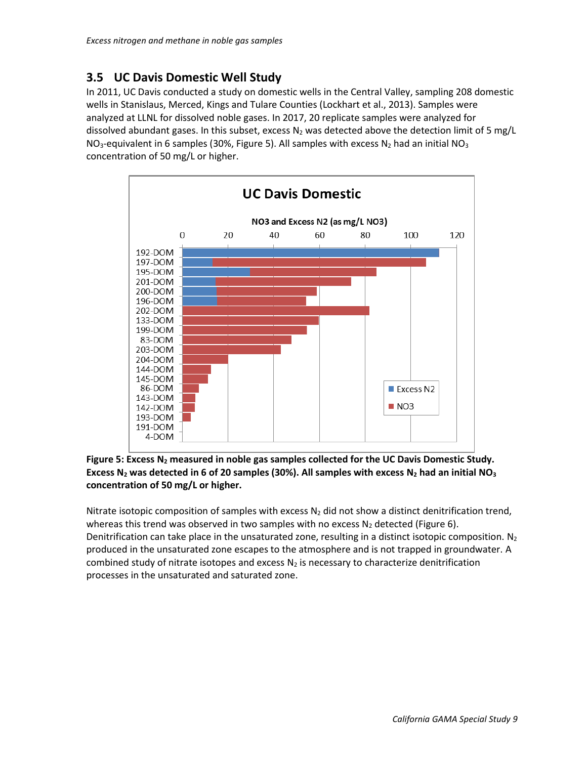## 3.5 UC Davis Domestic Well Study

In 2011, UC Davis conducted a study on domestic wells in the Central Valley, sampling 208 domestic wells in Stanislaus, Merced, Kings and Tulare Counties (Lockhart et al., 2013). Samples were analyzed at LLNL for dissolved noble gases. In 2017, 20 replicate samples were analyzed for dissolved abundant gases. In this subset, excess $N_2$ was detected above the detection limit of 5 mg/L $NO_3$-equivalent in 6 samples (30%, Figure 5). All samples with excess $N_2$ had an initial $NO_3$ concentration of 50 mg/L or higher.

**Figure 5: Excess $N_2$ measured in noble gas samples collected for the UC Davis Domestic Study. Excess $N_2$ was detected in 6 of 20 samples (30%). All samples with excess $N_2$ had an initial $NO_3$ concentration of 50 mg/L or higher.**

Nitrate isotopic composition of samples with excess $N_2$ did not show a distinct denitrification trend, whereas this trend was observed in two samples with no excess $N_2$ detected (Figure 6). Denitrification can take place in the unsaturated zone, resulting in a distinct isotopic composition. $N_2$ produced in the unsaturated zone escapes to the atmosphere and is not trapped in groundwater. A combined study of nitrate isotopes and excess $N_2$ is necessary to characterize denitrification processes in the unsaturated and saturated zone.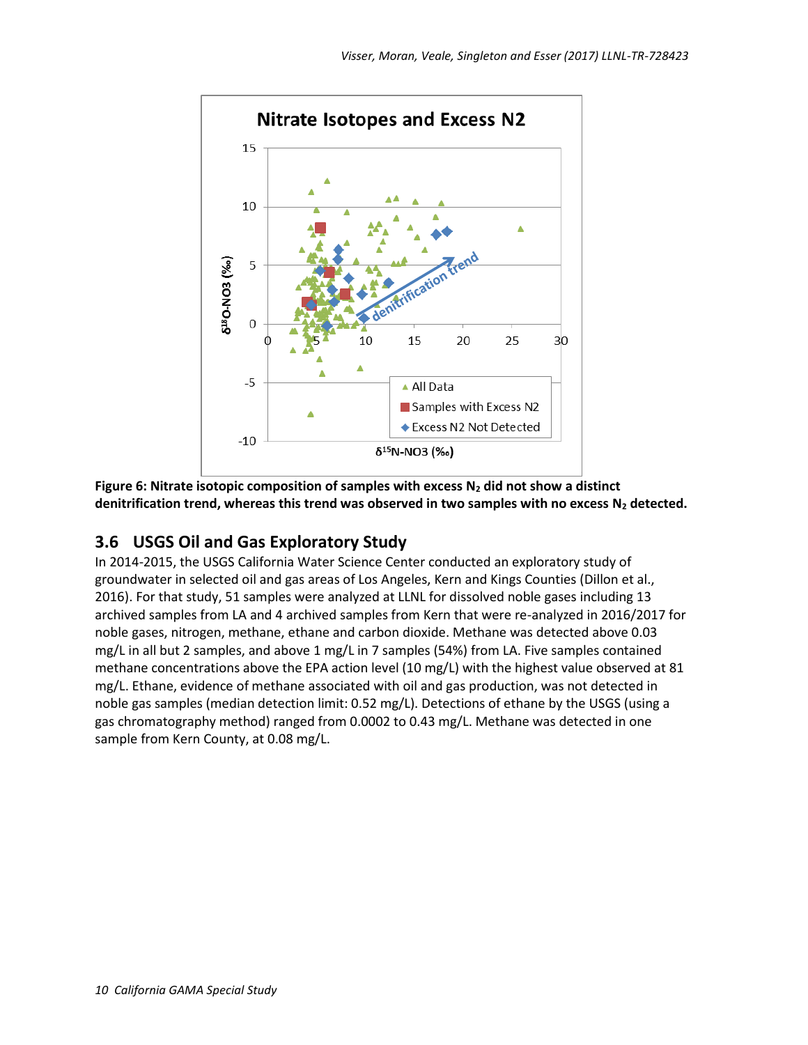**Figure 6: Nitrate isotopic composition of samples with excess $N_2$ did not show a distinct denitrification trend, whereas this trend was observed in two samples with no excess $N_2$ detected.**

## 3.6 USGS Oil and Gas Exploratory Study

In 2014-2015, the USGS California Water Science Center conducted an exploratory study of groundwater in selected oil and gas areas of Los Angeles, Kern and Kings Counties (Dillon et al., 2016). For that study, 51 samples were analyzed at LLNL for dissolved noble gases including 13 archived samples from LA and 4 archived samples from Kern that were re-analyzed in 2016/2017 for noble gases, nitrogen, methane, ethane and carbon dioxide. Methane was detected above 0.03 mg/L in all but 2 samples, and above 1 mg/L in 7 samples (54%) from LA. Five samples contained methane concentrations above the EPA action level (10 mg/L) with the highest value observed at 81 mg/L. Ethane, evidence of methane associated with oil and gas production, was not detected in noble gas samples (median detection limit: 0.52 mg/L). Detections of ethane by the USGS (using a gas chromatography method) ranged from 0.0002 to 0.43 mg/L. Methane was detected in one sample from Kern County, at 0.08 mg/L.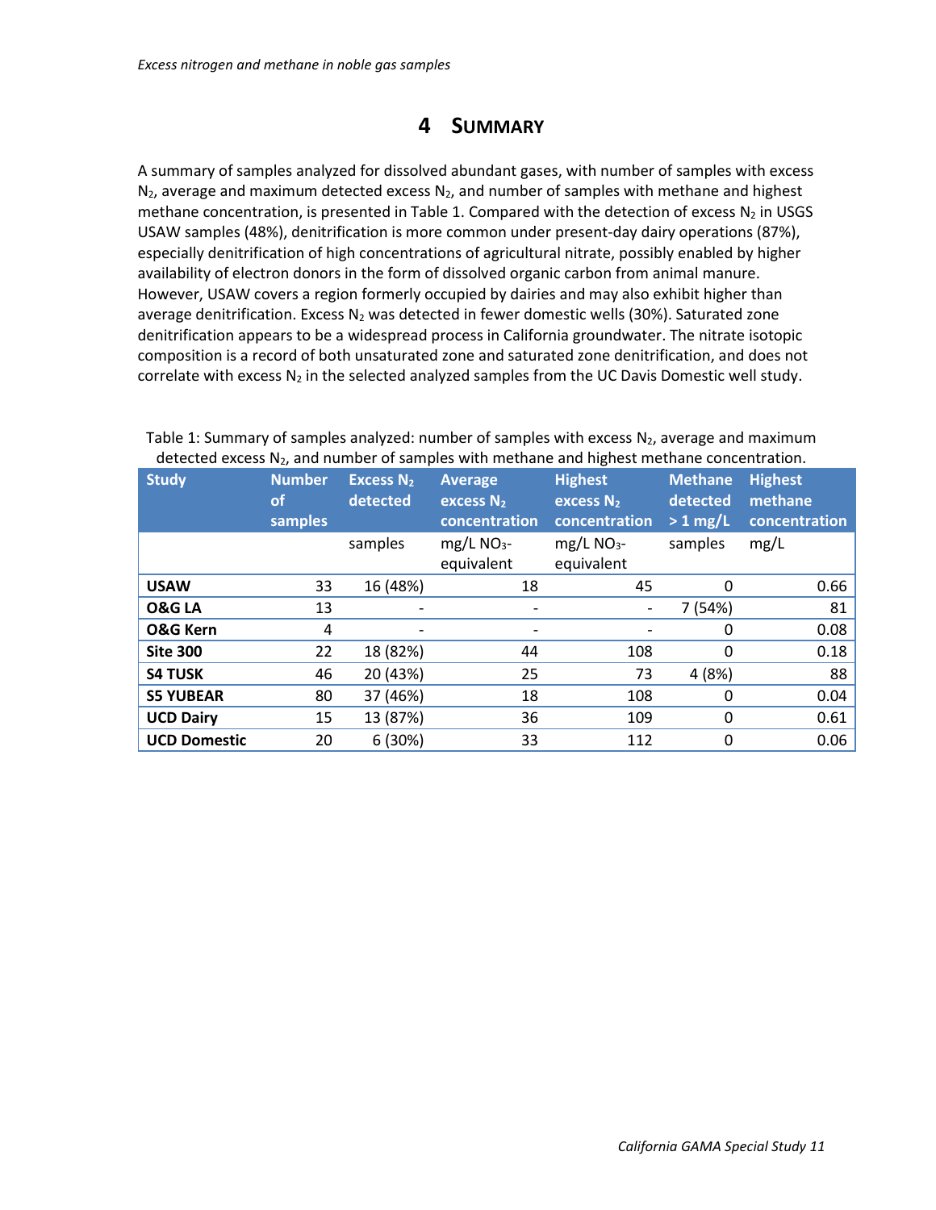# 4 SUMMARY

A summary of samples analyzed for dissolved abundant gases, with number of samples with excess $N_2$, average and maximum detected excess $N_2$, and number of samples with methane and highest methane concentration, is presented in Table 1. Compared with the detection of excess $N_2$ in USGS USAW samples (48%), denitrification is more common under present-day dairy operations (87%), especially denitrification of high concentrations of agricultural nitrate, possibly enabled by higher availability of electron donors in the form of dissolved organic carbon from animal manure. However, USAW covers a region formerly occupied by dairies and may also exhibit higher than average denitrification. Excess $N_2$ was detected in fewer domestic wells (30%). Saturated zone denitrification appears to be a widespread process in California groundwater. The nitrate isotopic composition is a record of both unsaturated zone and saturated zone denitrification, and does not correlate with excess $N_2$ in the selected analyzed samples from the UC Davis Domestic well study.

Table 1: Summary of samples analyzed: number of samples with excess $N_2$, average and maximum detected excess $N_2$, and number of samples with methane and highest methane concentration.

| Study | Number of samples | Excess $N_2$ detected | Average excess $N_2$ concentration | Highest excess $N_2$ concentration | Methane detected > 1 mg/L | Highest methane concentration |
|---|---|---|---|---|---|---|
| | | samples | mg/L $NO_3$-equivalent | mg/L $NO_3$-equivalent | samples | mg/L |
| **USAW** | 33 | 16 (48%) | 18 | 45 | 0 | 0.66 |
| **O&G LA** | 13 | - | - | - | 7 (54%) | 81 |
| **O&G Kern** | 4 | - | - | - | 0 | 0.08 |
| **Site 300** | 22 | 18 (82%) | 44 | 108 | 0 | 0.18 |
| **S4 TUSK** | 46 | 20 (43%) | 25 | 73 | 4 (8%) | 88 |
| **S5 YUBEAR** | 80 | 37 (46%) | 18 | 108 | 0 | 0.04 |
| **UCD Dairy** | 15 | 13 (87%) | 36 | 109 | 0 | 0.61 |
| **UCD Domestic** | 20 | 6 (30%) | 33 | 112 | 0 | 0.06 |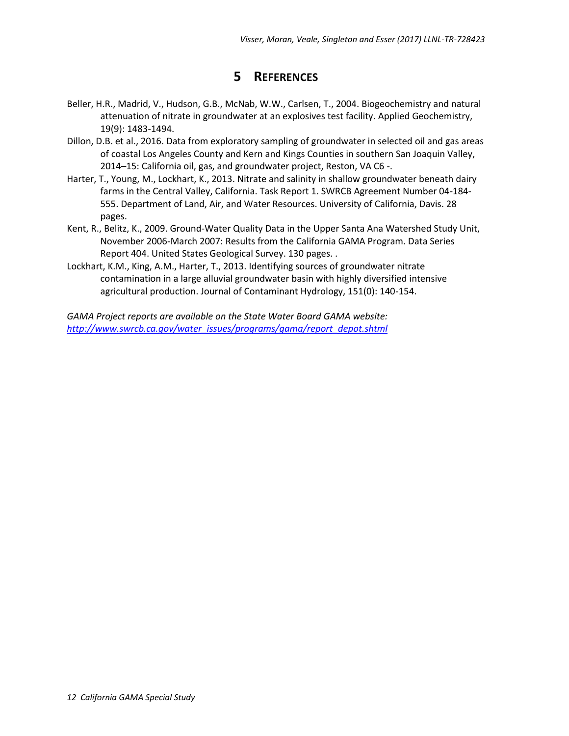# 5 REFERENCES

Beller, H.R., Madrid, V., Hudson, G.B., McNab, W.W., Carlsen, T., 2004. Biogeochemistry and natural attenuation of nitrate in groundwater at an explosives test facility. Applied Geochemistry, 19(9): 1483-1494.

Dillon, D.B. et al., 2016. Data from exploratory sampling of groundwater in selected oil and gas areas of coastal Los Angeles County and Kern and Kings Counties in southern San Joaquin Valley, 2014–15: California oil, gas, and groundwater project, Reston, VA C6 -.

Harter, T., Young, M., Lockhart, K., 2013. Nitrate and salinity in shallow groundwater beneath dairy farms in the Central Valley, California. Task Report 1. SWRCB Agreement Number 04-184-555. Department of Land, Air, and Water Resources. University of California, Davis. 28 pages.

Kent, R., Belitz, K., 2009. Ground-Water Quality Data in the Upper Santa Ana Watershed Study Unit, November 2006-March 2007: Results from the California GAMA Program. Data Series Report 404. United States Geological Survey. 130 pages. .

Lockhart, K.M., King, A.M., Harter, T., 2013. Identifying sources of groundwater nitrate contamination in a large alluvial groundwater basin with highly diversified intensive agricultural production. Journal of Contaminant Hydrology, 151(0): 140-154.

*GAMA Project reports are available on the State Water Board GAMA website:*
*[http://www.swrcb.ca.gov/water_issues/programs/gama/report_depot.shtml](http://www.swrcb.ca.gov/water_issues/programs/gama/report_depot.shtml)*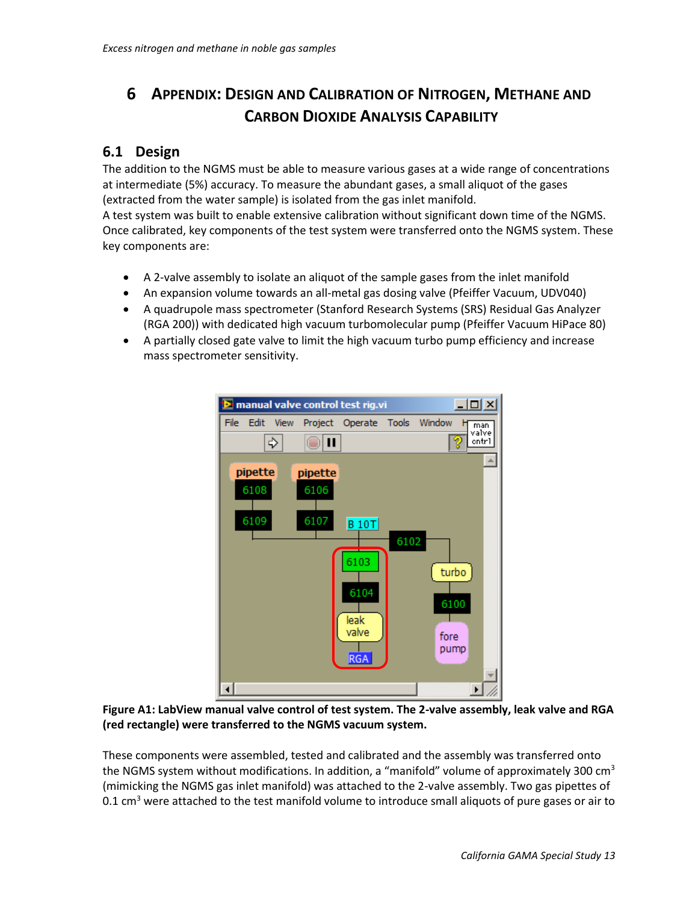# 6 APPENDIX: DESIGN AND CALIBRATION OF NITROGEN, METHANE AND CARBON DIOXIDE ANALYSIS CAPABILITY

## 6.1 Design

The addition to the NGMS must be able to measure various gases at a wide range of concentrations at intermediate (5%) accuracy. To measure the abundant gases, a small aliquot of the gases (extracted from the water sample) is isolated from the gas inlet manifold.
A test system was built to enable extensive calibration without significant down time of the NGMS. Once calibrated, key components of the test system were transferred onto the NGMS system. These key components are:

- A 2-valve assembly to isolate an aliquot of the sample gases from the inlet manifold
- An expansion volume towards an all-metal gas dosing valve (Pfeiffer Vacuum, UDV040)
- A quadrupole mass spectrometer (Stanford Research Systems (SRS) Residual Gas Analyzer (RGA 200)) with dedicated high vacuum turbomolecular pump (Pfeiffer Vacuum HiPace 80)
- A partially closed gate valve to limit the high vacuum turbo pump efficiency and increase mass spectrometer sensitivity.

**Figure A1: LabView manual valve control of test system. The 2-valve assembly, leak valve and RGA (red rectangle) were transferred to the NGMS vacuum system.**

These components were assembled, tested and calibrated and the assembly was transferred onto the NGMS system without modifications. In addition, a "manifold" volume of approximately 300 cm$^3$ (mimicking the NGMS gas inlet manifold) was attached to the 2-valve assembly. Two gas pipettes of 0.1 cm$^3$ were attached to the test manifold volume to introduce small aliquots of pure gases or air to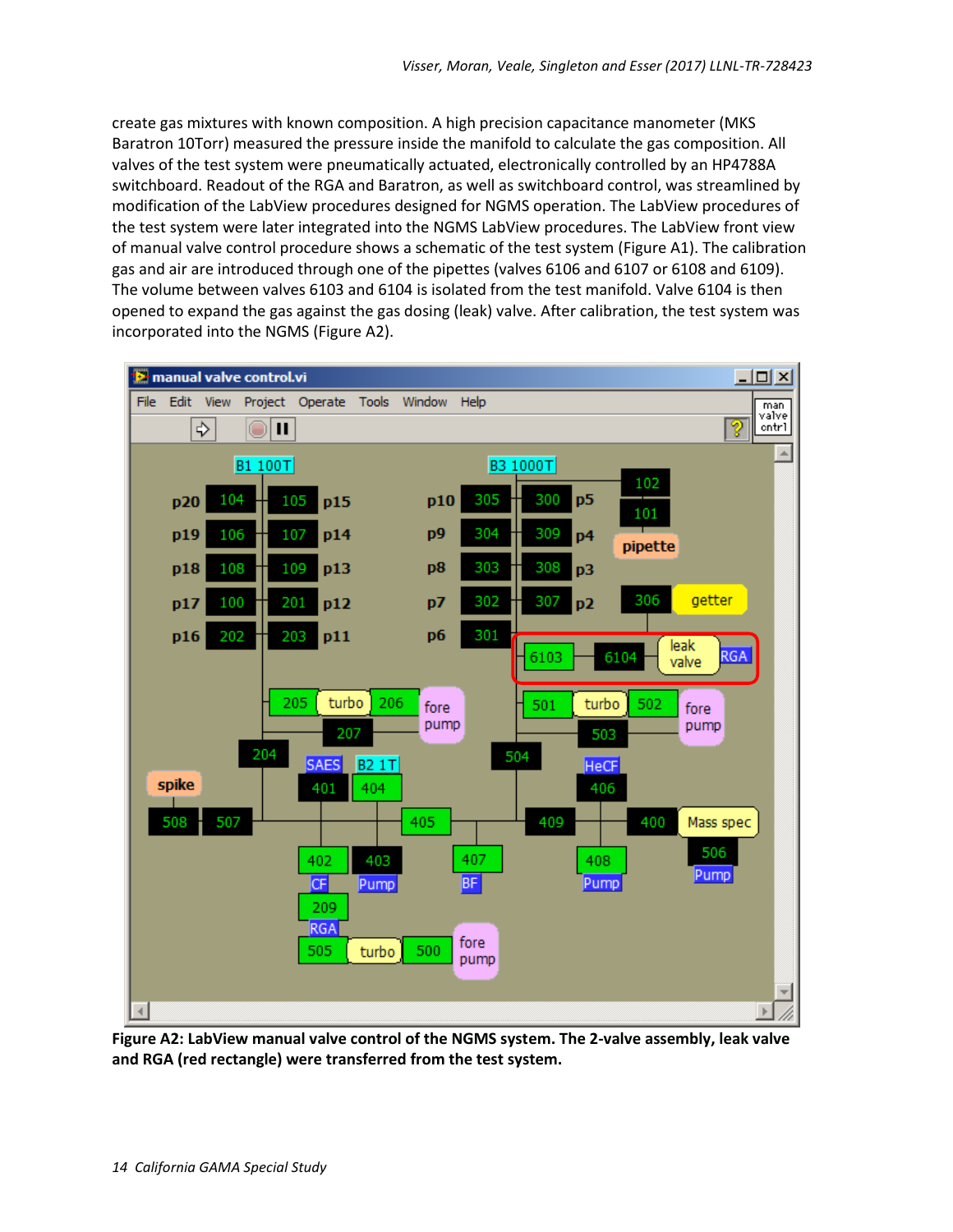create gas mixtures with known composition. A high precision capacitance manometer (MKS Baratron 10Torr) measured the pressure inside the manifold to calculate the gas composition. All valves of the test system were pneumatically actuated, electronically controlled by an HP4788A switchboard. Readout of the RGA and Baratron, as well as switchboard control, was streamlined by modification of the LabView procedures designed for NGMS operation. The LabView procedures of the test system were later integrated into the NGMS LabView procedures. The LabView front view of manual valve control procedure shows a schematic of the test system (Figure A1). The calibration gas and air are introduced through one of the pipettes (valves 6106 and 6107 or 6108 and 6109). The volume between valves 6103 and 6104 is isolated from the test manifold. Valve 6104 is then opened to expand the gas against the gas dosing (leak) valve. After calibration, the test system was incorporated into the NGMS (Figure A2).

**Figure A2: LabView manual valve control of the NGMS system. The 2-valve assembly, leak valve and RGA (red rectangle) were transferred from the test system.**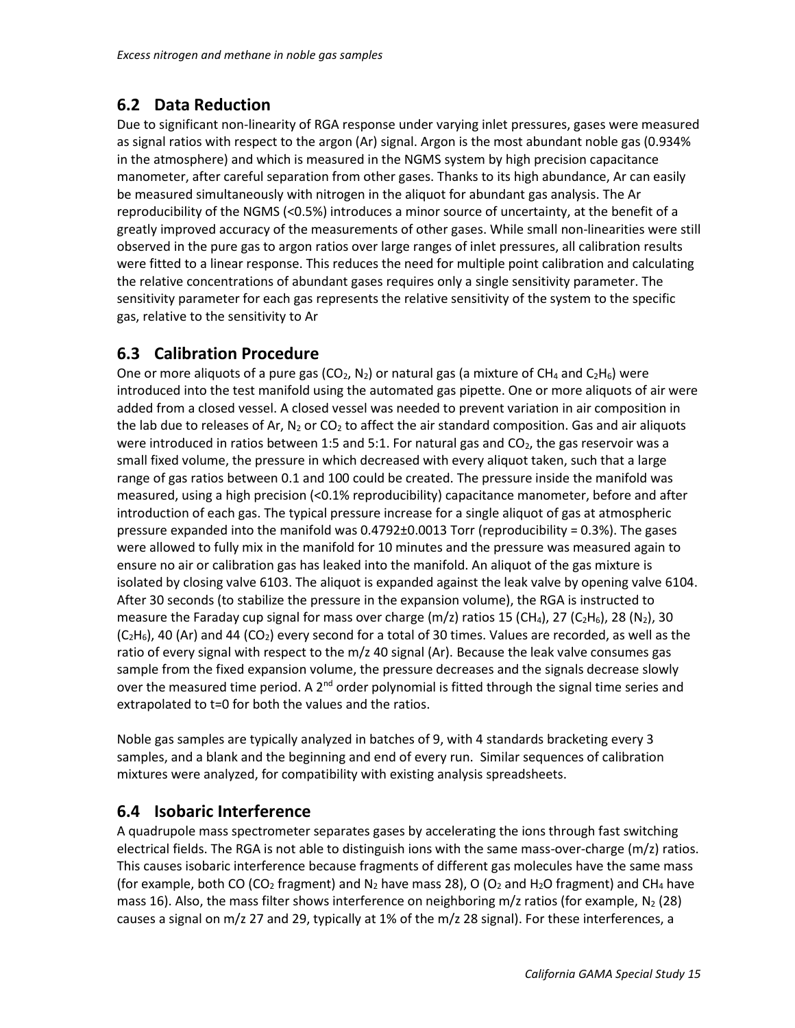## 6.2 Data Reduction

Due to significant non-linearity of RGA response under varying inlet pressures, gases were measured as signal ratios with respect to the argon (Ar) signal. Argon is the most abundant noble gas (0.934% in the atmosphere) and which is measured in the NGMS system by high precision capacitance manometer, after careful separation from other gases. Thanks to its high abundance, Ar can easily be measured simultaneously with nitrogen in the aliquot for abundant gas analysis. The Ar reproducibility of the NGMS (<0.5%) introduces a minor source of uncertainty, at the benefit of a greatly improved accuracy of the measurements of other gases. While small non-linearities were still observed in the pure gas to argon ratios over large ranges of inlet pressures, all calibration results were fitted to a linear response. This reduces the need for multiple point calibration and calculating the relative concentrations of abundant gases requires only a single sensitivity parameter. The sensitivity parameter for each gas represents the relative sensitivity of the system to the specific gas, relative to the sensitivity to Ar

## 6.3 Calibration Procedure

One or more aliquots of a pure gas ($CO_2$, $N_2$) or natural gas (a mixture of $CH_4$ and $C_2H_6$) were introduced into the test manifold using the automated gas pipette. One or more aliquots of air were added from a closed vessel. A closed vessel was needed to prevent variation in air composition in the lab due to releases of Ar, $N_2$ or $CO_2$ to affect the air standard composition. Gas and air aliquots were introduced in ratios between 1:5 and 5:1. For natural gas and $CO_2$, the gas reservoir was a small fixed volume, the pressure in which decreased with every aliquot taken, such that a large range of gas ratios between 0.1 and 100 could be created. The pressure inside the manifold was measured, using a high precision (<0.1% reproducibility) capacitance manometer, before and after introduction of each gas. The typical pressure increase for a single aliquot of gas at atmospheric pressure expanded into the manifold was 0.4792±0.0013 Torr (reproducibility = 0.3%). The gases were allowed to fully mix in the manifold for 10 minutes and the pressure was measured again to ensure no air or calibration gas has leaked into the manifold. An aliquot of the gas mixture is isolated by closing valve 6103. The aliquot is expanded against the leak valve by opening valve 6104. After 30 seconds (to stabilize the pressure in the expansion volume), the RGA is instructed to measure the Faraday cup signal for mass over charge (m/z) ratios 15 ($CH_4$), 27 ($C_2H_6$), 28 ($N_2$), 30 ($C_2H_6$), 40 (Ar) and 44 ($CO_2$) every second for a total of 30 times. Values are recorded, as well as the ratio of every signal with respect to the m/z 40 signal (Ar). Because the leak valve consumes gas sample from the fixed expansion volume, the pressure decreases and the signals decrease slowly over the measured time period. A 2$^{nd}$ order polynomial is fitted through the signal time series and extrapolated to t=0 for both the values and the ratios.

Noble gas samples are typically analyzed in batches of 9, with 4 standards bracketing every 3 samples, and a blank and the beginning and end of every run. Similar sequences of calibration mixtures were analyzed, for compatibility with existing analysis spreadsheets.

## 6.4 Isobaric Interference

A quadrupole mass spectrometer separates gases by accelerating the ions through fast switching electrical fields. The RGA is not able to distinguish ions with the same mass-over-charge (m/z) ratios. This causes isobaric interference because fragments of different gas molecules have the same mass (for example, both CO ($CO_2$ fragment) and $N_2$ have mass 28), O ($O_2$ and $H_2O$ fragment) and $CH_4$ have mass 16). Also, the mass filter shows interference on neighboring m/z ratios (for example, $N_2$ (28) causes a signal on m/z 27 and 29, typically at 1% of the m/z 28 signal). For these interferences, a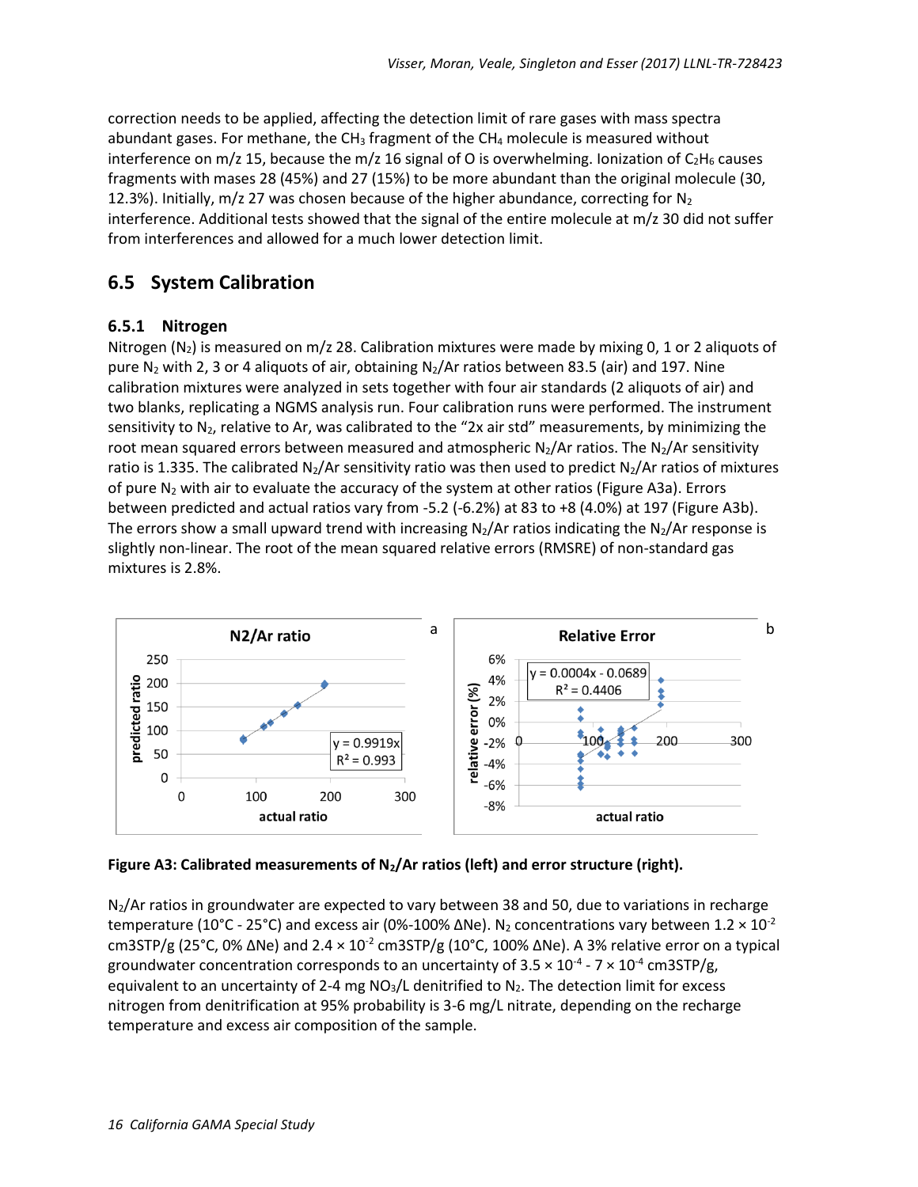correction needs to be applied, affecting the detection limit of rare gases with mass spectra abundant gases. For methane, the $CH_3$ fragment of the $CH_4$ molecule is measured without interference on m/z 15, because the m/z 16 signal of O is overwhelming. Ionization of $C_2H_6$ causes fragments with masses 28 (45%) and 27 (15%) to be more abundant than the original molecule (30, 12.3%). Initially, m/z 27 was chosen because of the higher abundance, correcting for $N_2$ interference. Additional tests showed that the signal of the entire molecule at m/z 30 did not suffer from interferences and allowed for a much lower detection limit.

## 6.5 System Calibration

### 6.5.1 Nitrogen

Nitrogen ($N_2$) is measured on m/z 28. Calibration mixtures were made by mixing 0, 1 or 2 aliquots of pure $N_2$ with 2, 3 or 4 aliquots of air, obtaining $N_2$/Ar ratios between 83.5 (air) and 197. Nine calibration mixtures were analyzed in sets together with four air standards (2 aliquots of air) and two blanks, replicating a NGMS analysis run. Four calibration runs were performed. The instrument sensitivity to $N_2$, relative to Ar, was calibrated to the "2x air std" measurements, by minimizing the root mean squared errors between measured and atmospheric $N_2$/Ar ratios. The $N_2$/Ar sensitivity ratio is 1.335. The calibrated $N_2$/Ar sensitivity ratio was then used to predict $N_2$/Ar ratios of mixtures of pure $N_2$ with air to evaluate the accuracy of the system at other ratios (Figure A3a). Errors between predicted and actual ratios vary from -5.2 (-6.2%) at 83 to +8 (4.0%) at 197 (Figure A3b). The errors show a small upward trend with increasing $N_2$/Ar ratios indicating the $N_2$/Ar response is slightly non-linear. The root of the mean squared relative errors (RMSRE) of non-standard gas mixtures is 2.8%.

**Figure A3: Calibrated measurements of $N_2$/Ar ratios (left) and error structure (right).**

$N_2$/Ar ratios in groundwater are expected to vary between 38 and 50, due to variations in recharge temperature (10°C - 25°C) and excess air (0%-100% ΔNe). $N_2$ concentrations vary between $1.2 \times 10^{-2}$ cm3STP/g (25°C, 0% ΔNe) and $2.4 \times 10^{-2}$ cm3STP/g (10°C, 100% ΔNe). A 3% relative error on a typical groundwater concentration corresponds to an uncertainty of $3.5 \times 10^{-4}$ - $7 \times 10^{-4}$ cm3STP/g, equivalent to an uncertainty of 2-4 mg $NO_3$/L denitrified to $N_2$. The detection limit for excess nitrogen from denitrification at 95% probability is 3-6 mg/L nitrate, depending on the recharge temperature and excess air composition of the sample.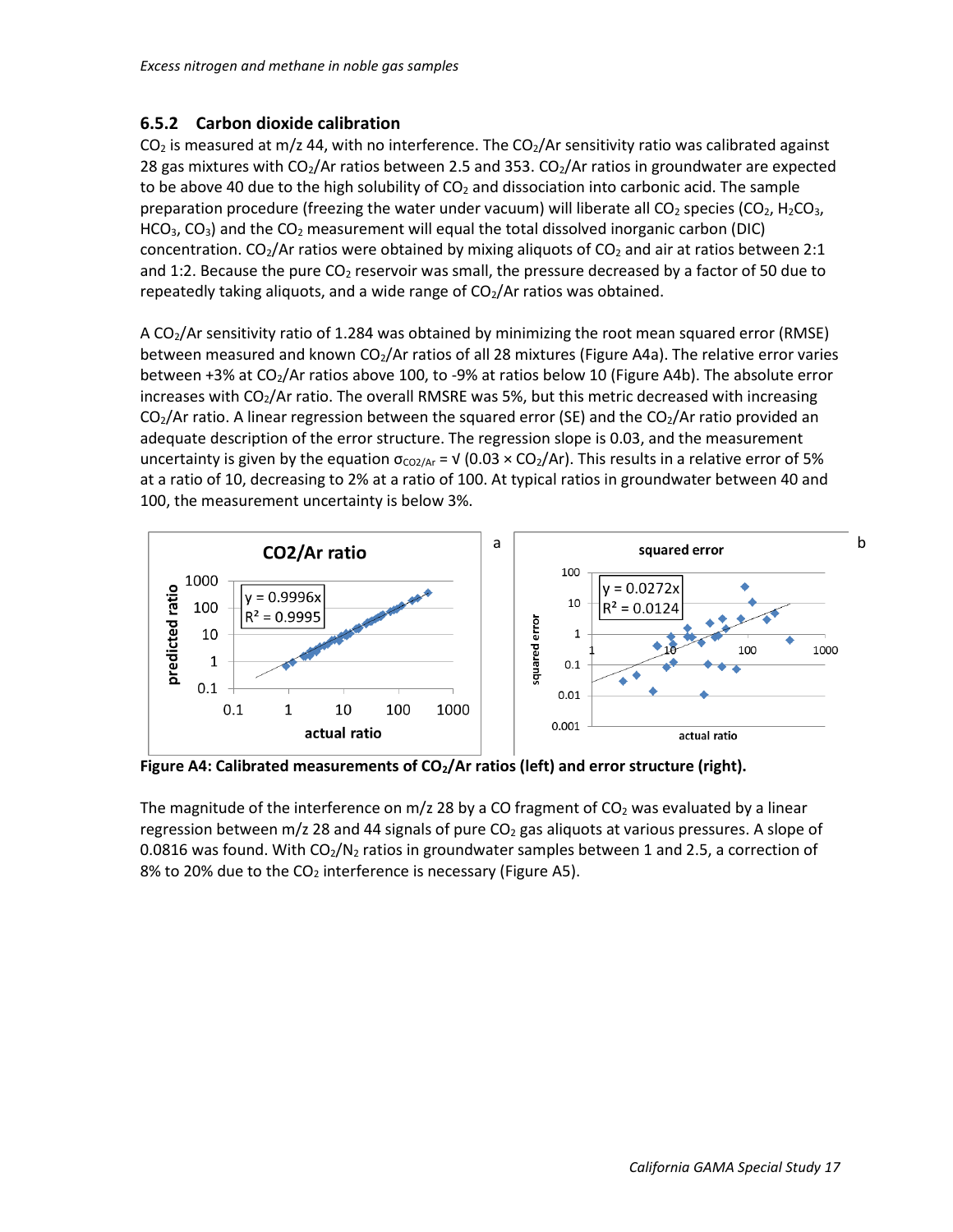### 6.5.2 Carbon dioxide calibration

$CO_2$ is measured at m/z 44, with no interference. The $CO_2$/Ar sensitivity ratio was calibrated against 28 gas mixtures with $CO_2$/Ar ratios between 2.5 and 353. $CO_2$/Ar ratios in groundwater are expected to be above 40 due to the high solubility of $CO_2$ and dissociation into carbonic acid. The sample preparation procedure (freezing the water under vacuum) will liberate all $CO_2$ species ($CO_2$, $H_2CO_3$, $HCO_3$, $CO_3$) and the $CO_2$ measurement will equal the total dissolved inorganic carbon (DIC) concentration. $CO_2$/Ar ratios were obtained by mixing aliquots of $CO_2$ and air at ratios between 2:1 and 1:2. Because the pure $CO_2$ reservoir was small, the pressure decreased by a factor of 50 due to repeatedly taking aliquots, and a wide range of $CO_2$/Ar ratios was obtained.

A $CO_2$/Ar sensitivity ratio of 1.284 was obtained by minimizing the root mean squared error (RMSE) between measured and known $CO_2$/Ar ratios of all 28 mixtures (Figure A4a). The relative error varies between +3% at $CO_2$/Ar ratios above 100, to -9% at ratios below 10 (Figure A4b). The absolute error increases with $CO_2$/Ar ratio. The overall RMSRE was 5%, but this metric decreased with increasing $CO_2$/Ar ratio. A linear regression between the squared error (SE) and the $CO_2$/Ar ratio provided an adequate description of the error structure. The regression slope is 0.03, and the measurement uncertainty is given by the equation $\sigma_{CO2/Ar} = \sqrt{(0.03 \times CO_2/Ar)}$. This results in a relative error of 5% at a ratio of 10, decreasing to 2% at a ratio of 100. At typical ratios in groundwater between 40 and 100, the measurement uncertainty is below 3%.

**Figure A4: Calibrated measurements of $CO_2$/Ar ratios (left) and error structure (right).**

The magnitude of the interference on m/z 28 by a CO fragment of $CO_2$ was evaluated by a linear regression between m/z 28 and 44 signals of pure $CO_2$ gas aliquots at various pressures. A slope of 0.0816 was found. With $CO_2/N_2$ ratios in groundwater samples between 1 and 2.5, a correction of 8% to 20% due to the $CO_2$ interference is necessary (Figure A5).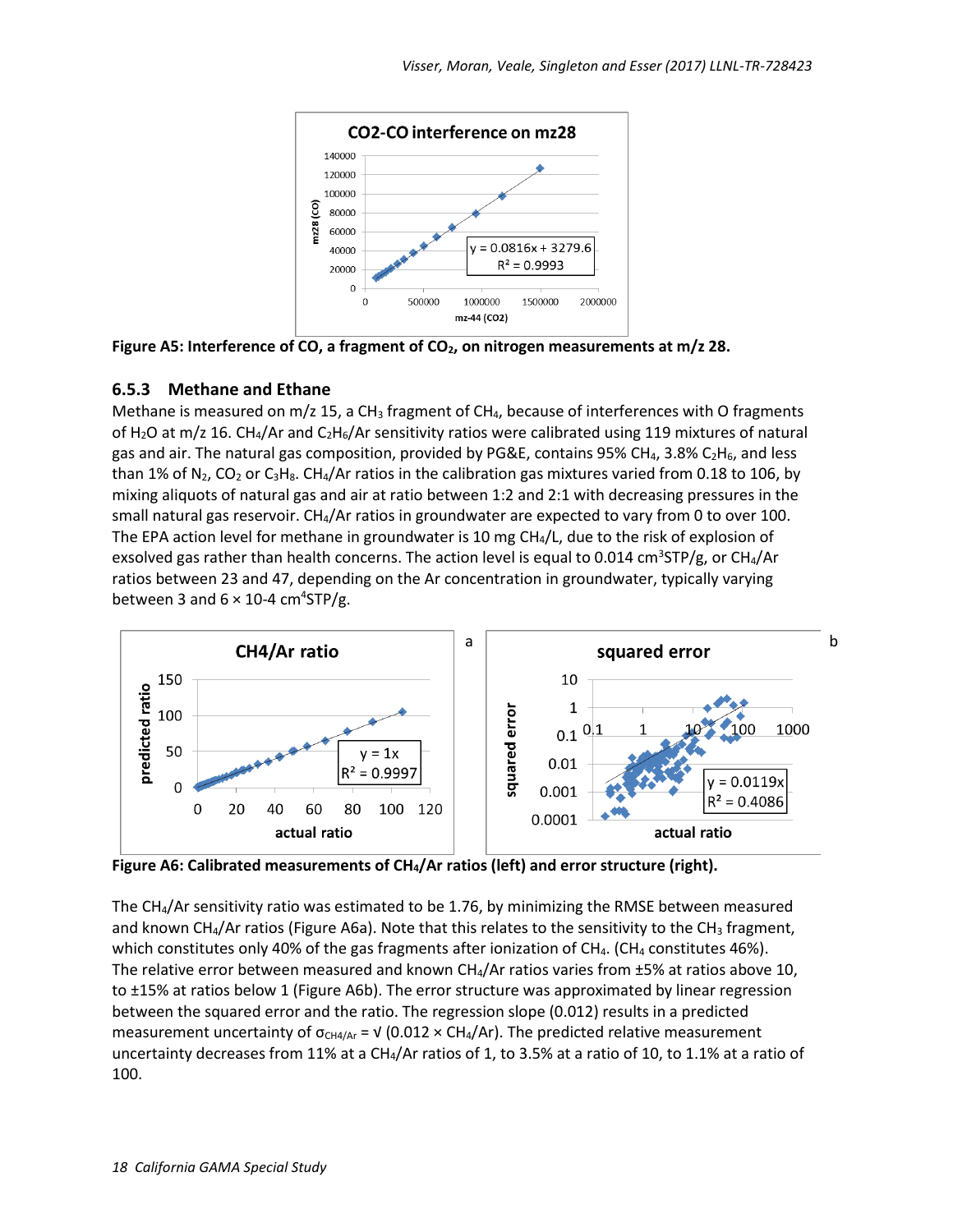Figure A5: Interference of CO, a fragment of $CO_2$, on nitrogen measurements at m/z 28.

### 6.5.3 Methane and Ethane

Methane is measured on m/z 15, a $CH_3$ fragment of $CH_4$, because of interferences with O fragments of $H_2O$ at m/z 16. $CH_4$/Ar and $C_2H_6$/Ar sensitivity ratios were calibrated using 119 mixtures of natural gas and air. The natural gas composition, provided by PG&E, contains 95% $CH_4$, 3.8% $C_2H_6$, and less than 1% of $N_2$, $CO_2$ or $C_3H_8$. $CH_4$/Ar ratios in the calibration gas mixtures varied from 0.18 to 106, by mixing aliquots of natural gas and air at ratio between 1:2 and 2:1 with decreasing pressures in the small natural gas reservoir. $CH_4$/Ar ratios in groundwater are expected to vary from 0 to over 100. The EPA action level for methane in groundwater is 10 mg $CH_4$/L, due to the risk of explosion of exsolved gas rather than health concerns. The action level is equal to 0.014 $cm^3$STP/g, or $CH_4$/Ar ratios between 23 and 47, depending on the Ar concentration in groundwater, typically varying between 3 and 6 × 10-4 $cm^4$STP/g.

Figure A6: Calibrated measurements of $CH_4$/Ar ratios (left) and error structure (right).

The $CH_4$/Ar sensitivity ratio was estimated to be 1.76, by minimizing the RMSE between measured and known $CH_4$/Ar ratios (Figure A6a). Note that this relates to the sensitivity to the $CH_3$ fragment, which constitutes only 40% of the gas fragments after ionization of $CH_4$. ($CH_4$ constitutes 46%). The relative error between measured and known $CH_4$/Ar ratios varies from ±5% at ratios above 10, to ±15% at ratios below 1 (Figure A6b). The error structure was approximated by linear regression between the squared error and the ratio. The regression slope (0.012) results in a predicted measurement uncertainty of $\sigma_{CH4/Ar} = \sqrt{(0.012 \times CH_4/Ar)}$. The predicted relative measurement uncertainty decreases from 11% at a $CH_4$/Ar ratios of 1, to 3.5% at a ratio of 10, to 1.1% at a ratio of 100.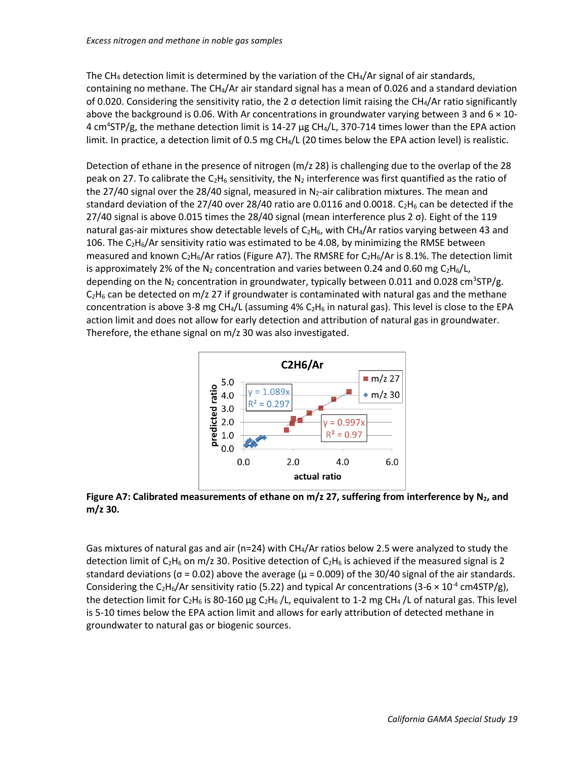The $CH_4$ detection limit is determined by the variation of the $CH_4$/Ar signal of air standards, containing no methane. The $CH_4$/Ar air standard signal has a mean of 0.026 and a standard deviation of 0.020. Considering the sensitivity ratio, the 2 σ detection limit raising the $CH_4$/Ar ratio significantly above the background is 0.06. With Ar concentrations in groundwater varying between 3 and 6 × 10-4 cm[4]STP/g, the methane detection limit is 14-27 µg $CH_4$/L, 370-714 times lower than the EPA action limit. In practice, a detection limit of 0.5 mg $CH_4$/L (20 times below the EPA action level) is realistic.

Detection of ethane in the presence of nitrogen (m/z 28) is challenging due to the overlap of the 28 peak on 27. To calibrate the $C_2H_6$ sensitivity, the $N_2$ interference was first quantified as the ratio of the 27/40 signal over the 28/40 signal, measured in $N_2$-air calibration mixtures. The mean and standard deviation of the 27/40 over 28/40 ratio are 0.0116 and 0.0018. $C_2H_6$ can be detected if the 27/40 signal is above 0.015 times the 28/40 signal (mean interference plus 2 σ). Eight of the 119 natural gas-air mixtures show detectable levels of $C_2H_6$, with $CH_4$/Ar ratios varying between 43 and 106. The $C_2H_6$/Ar sensitivity ratio was estimated to be 4.08, by minimizing the RMSE between measured and known $C_2H_6$/Ar ratios (Figure A7). The RMSRE for $C_2H_6$/Ar is 8.1%. The detection limit is approximately 2% of the $N_2$ concentration and varies between 0.24 and 0.60 mg $C_2H_6$/L, depending on the $N_2$ concentration in groundwater, typically between 0.011 and 0.028 $cm^3$STP/g. $C_2H_6$ can be detected on m/z 27 if groundwater is contaminated with natural gas and the methane concentration is above 3-8 mg $CH_4$/L (assuming 4% $C_2H_6$ in natural gas). This level is close to the EPA action limit and does not allow for early detection and attribution of natural gas in groundwater. Therefore, the ethane signal on m/z 30 was also investigated.

C2H6/Ar

predicted ratio

actual ratio

m/z 27

m/z 30

y = 1.089x
$R^2$ = 0.297

y = 0.997x
$R^2$ = 0.97

0.0
1.0
2.0
3.0
4.0
5.0

0.0
2.0
4.0
6.0

**Figure A7: Calibrated measurements of ethane on m/z 27, suffering from interference by $N_2$, and m/z 30.**

Gas mixtures of natural gas and air (n=24) with $CH_4$/Ar ratios below 2.5 were analyzed to study the detection limit of $C_2H_6$ on m/z 30. Positive detection of $C_2H_6$ is achieved if the measured signal is 2 standard deviations (σ = 0.02) above the average (μ = 0.009) of the 30/40 signal of the air standards. Considering the $C_2H_6$/Ar sensitivity ratio (5.22) and typical Ar concentrations (3-6 × $10^{-4}$ cm4STP/g), the detection limit for $C_2H_6$ is 80-160 µg $C_2H_6$ /L, equivalent to 1-2 mg $CH_4$ /L of natural gas. This level is 5-10 times below the EPA action limit and allows for early attribution of detected methane in groundwater to natural gas or biogenic sources.